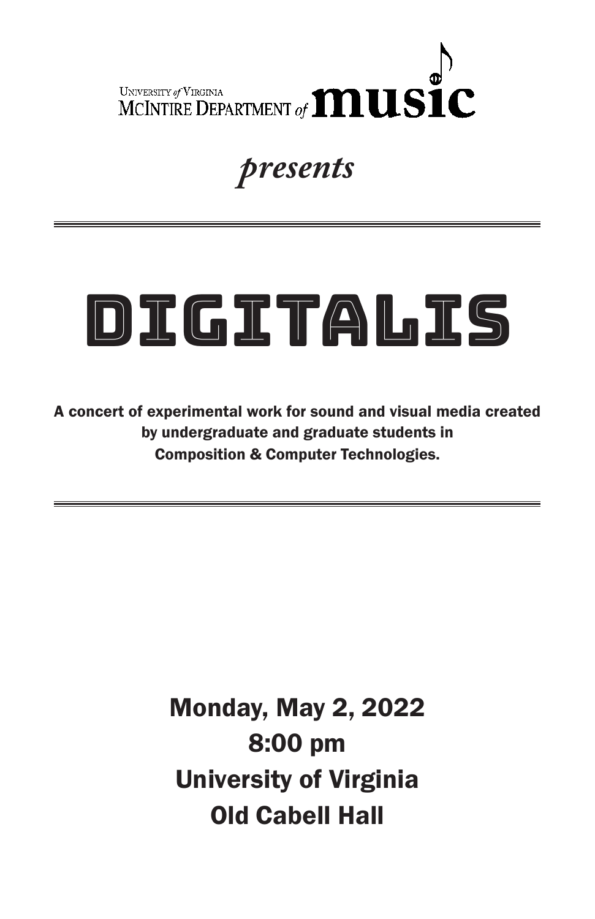University *of* Virginia
McIntire Department *of* **music**

*presents*

---

# DIGITALIS

**A concert of experimental work for sound and visual media created by undergraduate and graduate students in Composition & Computer Technologies.**

---

## Monday, May 2, 2022
## 8:00 pm
## University of Virginia
## Old Cabell Hall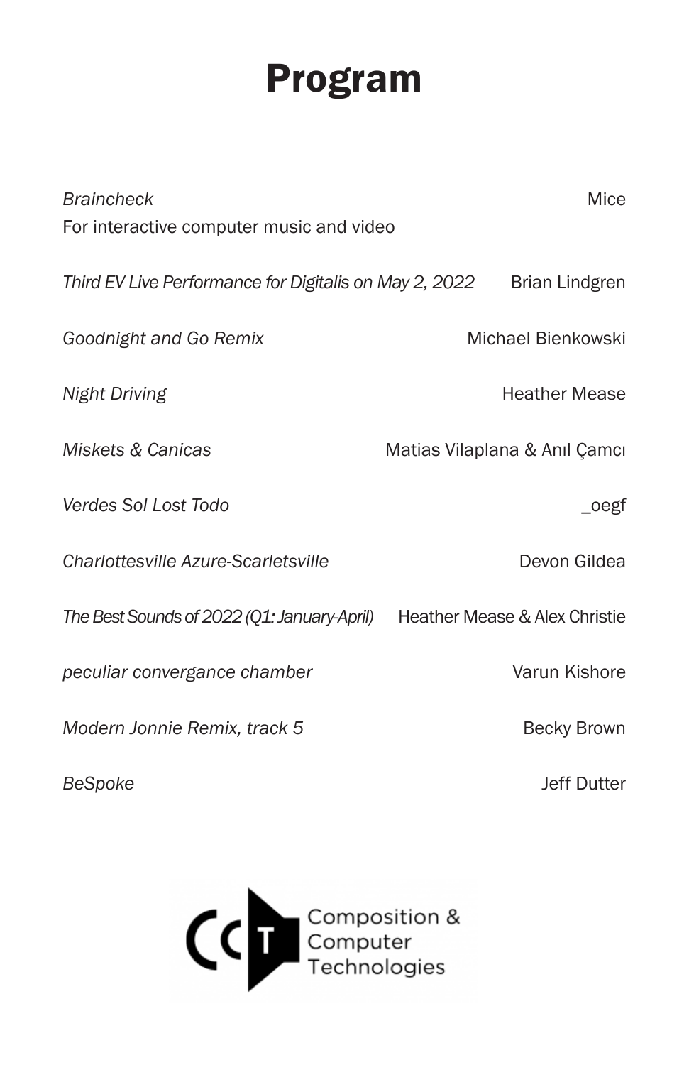# Program

*Braincheck* — Mice
For interactive computer music and video

*Third EV Live Performance for Digitalis on May 2, 2022* — Brian Lindgren

*Goodnight and Go Remix* — Michael Bienkowski

*Night Driving* — Heather Mease

*Miskets & Canicas* — Matias Vilaplana & Anıl Çamcı

*Verdes Sol Lost Todo* — _oegf

*Charlottesville Azure-Scarletsville* — Devon Gildea

*The Best Sounds of 2022 (Q1: January-April)* — Heather Mease & Alex Christie

*peculiar convergance chamber* — Varun Kishore

*Modern Jonnie Remix, track 5* — Becky Brown

*BeSpoke* — Jeff Dutter

CCT Composition & Computer Technologies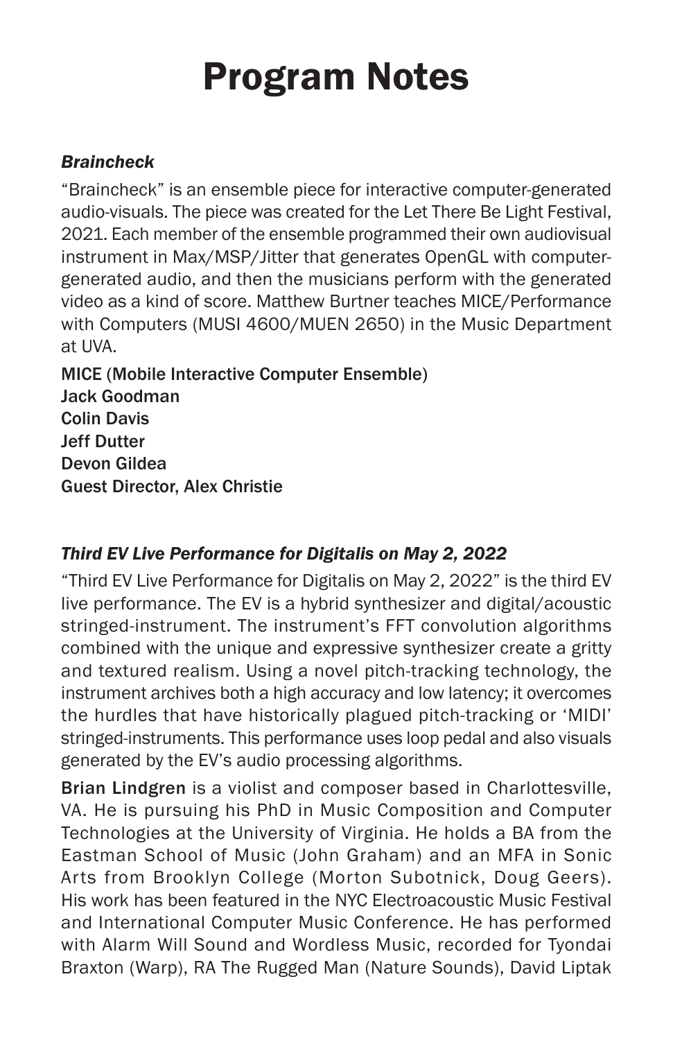# Program Notes

### *Braincheck*

"Braincheck" is an ensemble piece for interactive computer-generated audio-visuals. The piece was created for the Let There Be Light Festival, 2021. Each member of the ensemble programmed their own audiovisual instrument in Max/MSP/Jitter that generates OpenGL with computer-generated audio, and then the musicians perform with the generated video as a kind of score. Matthew Burtner teaches MICE/Performance with Computers (MUSI 4600/MUEN 2650) in the Music Department at UVA.

**MICE (Mobile Interactive Computer Ensemble)**
**Jack Goodman**
**Colin Davis**
**Jeff Dutter**
**Devon Gildea**
**Guest Director, Alex Christie**

### *Third EV Live Performance for Digitalis on May 2, 2022*

"Third EV Live Performance for Digitalis on May 2, 2022" is the third EV live performance. The EV is a hybrid synthesizer and digital/acoustic stringed-instrument. The instrument's FFT convolution algorithms combined with the unique and expressive synthesizer create a gritty and textured realism. Using a novel pitch-tracking technology, the instrument archives both a high accuracy and low latency; it overcomes the hurdles that have historically plagued pitch-tracking or 'MIDI' stringed-instruments. This performance uses loop pedal and also visuals generated by the EV's audio processing algorithms.

**Brian Lindgren** is a violist and composer based in Charlottesville, VA. He is pursuing his PhD in Music Composition and Computer Technologies at the University of Virginia. He holds a BA from the Eastman School of Music (John Graham) and an MFA in Sonic Arts from Brooklyn College (Morton Subotnick, Doug Geers). His work has been featured in the NYC Electroacoustic Music Festival and International Computer Music Conference. He has performed with Alarm Will Sound and Wordless Music, recorded for Tyondai Braxton (Warp), RA The Rugged Man (Nature Sounds), David Liptak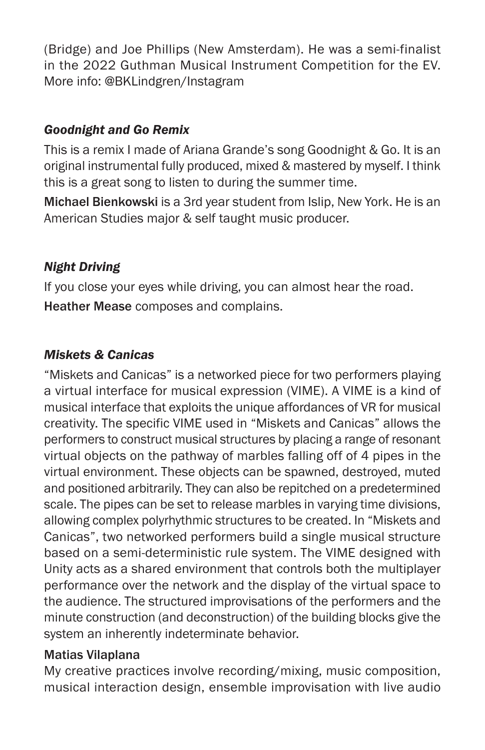(Bridge) and Joe Phillips (New Amsterdam). He was a semi-finalist in the 2022 Guthman Musical Instrument Competition for the EV. More info: @BKLindgren/Instagram

### *Goodnight and Go Remix*

This is a remix I made of Ariana Grande's song Goodnight & Go. It is an original instrumental fully produced, mixed & mastered by myself. I think this is a great song to listen to during the summer time.

**Michael Bienkowski** is a 3rd year student from Islip, New York. He is an American Studies major & self taught music producer.

### *Night Driving*

If you close your eyes while driving, you can almost hear the road.

**Heather Mease** composes and complains.

### *Miskets & Canicas*

"Miskets and Canicas" is a networked piece for two performers playing a virtual interface for musical expression (VIME). A VIME is a kind of musical interface that exploits the unique affordances of VR for musical creativity. The specific VIME used in "Miskets and Canicas" allows the performers to construct musical structures by placing a range of resonant virtual objects on the pathway of marbles falling off of 4 pipes in the virtual environment. These objects can be spawned, destroyed, muted and positioned arbitrarily. They can also be repitched on a predetermined scale. The pipes can be set to release marbles in varying time divisions, allowing complex polyrhythmic structures to be created. In "Miskets and Canicas", two networked performers build a single musical structure based on a semi-deterministic rule system. The VIME designed with Unity acts as a shared environment that controls both the multiplayer performance over the network and the display of the virtual space to the audience. The structured improvisations of the performers and the minute construction (and deconstruction) of the building blocks give the system an inherently indeterminate behavior.

**Matias Vilaplana**

My creative practices involve recording/mixing, music composition, musical interaction design, ensemble improvisation with live audio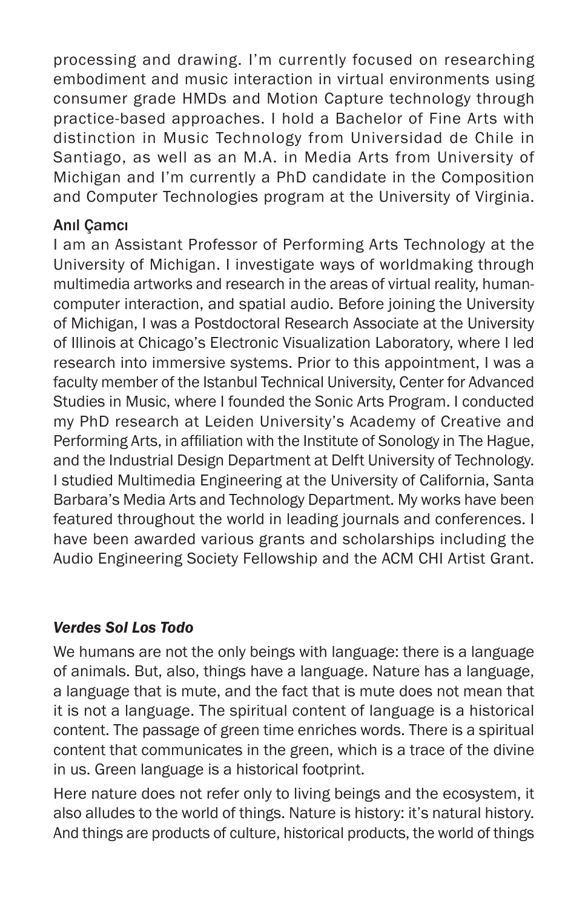processing and drawing. I'm currently focused on researching embodiment and music interaction in virtual environments using consumer grade HMDs and Motion Capture technology through practice-based approaches. I hold a Bachelor of Fine Arts with distinction in Music Technology from Universidad de Chile in Santiago, as well as an M.A. in Media Arts from University of Michigan and I'm currently a PhD candidate in the Composition and Computer Technologies program at the University of Virginia.

**Anıl Çamcı**

I am an Assistant Professor of Performing Arts Technology at the University of Michigan. I investigate ways of worldmaking through multimedia artworks and research in the areas of virtual reality, human-computer interaction, and spatial audio. Before joining the University of Michigan, I was a Postdoctoral Research Associate at the University of Illinois at Chicago's Electronic Visualization Laboratory, where I led research into immersive systems. Prior to this appointment, I was a faculty member of the Istanbul Technical University, Center for Advanced Studies in Music, where I founded the Sonic Arts Program. I conducted my PhD research at Leiden University's Academy of Creative and Performing Arts, in affiliation with the Institute of Sonology in The Hague, and the Industrial Design Department at Delft University of Technology. I studied Multimedia Engineering at the University of California, Santa Barbara's Media Arts and Technology Department. My works have been featured throughout the world in leading journals and conferences. I have been awarded various grants and scholarships including the Audio Engineering Society Fellowship and the ACM CHI Artist Grant.

***Verdes Sol Los Todo***

We humans are not the only beings with language: there is a language of animals. But, also, things have a language. Nature has a language, a language that is mute, and the fact that is mute does not mean that it is not a language. The spiritual content of language is a historical content. The passage of green time enriches words. There is a spiritual content that communicates in the green, which is a trace of the divine in us. Green language is a historical footprint.

Here nature does not refer only to living beings and the ecosystem, it also alludes to the world of things. Nature is history: it's natural history. And things are products of culture, historical products, the world of things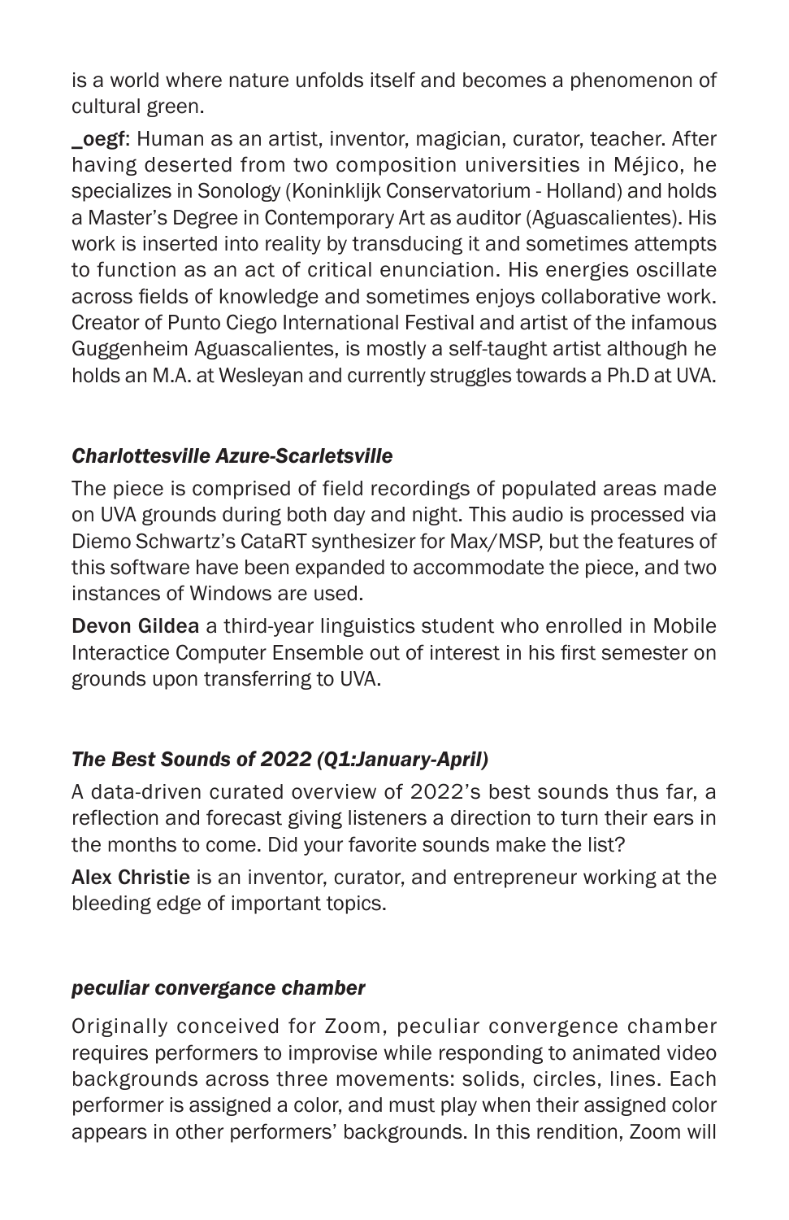is a world where nature unfolds itself and becomes a phenomenon of cultural green.

**_oegf**: Human as an artist, inventor, magician, curator, teacher. After having deserted from two composition universities in Méjico, he specializes in Sonology (Koninklijk Conservatorium - Holland) and holds a Master's Degree in Contemporary Art as auditor (Aguascalientes). His work is inserted into reality by transducing it and sometimes attempts to function as an act of critical enunciation. His energies oscillate across fields of knowledge and sometimes enjoys collaborative work. Creator of Punto Ciego International Festival and artist of the infamous Guggenheim Aguascalientes, is mostly a self-taught artist although he holds an M.A. at Wesleyan and currently struggles towards a Ph.D at UVA.

### *Charlottesville Azure-Scarletsville*

The piece is comprised of field recordings of populated areas made on UVA grounds during both day and night. This audio is processed via Diemo Schwartz's CataRT synthesizer for Max/MSP, but the features of this software have been expanded to accommodate the piece, and two instances of Windows are used.

**Devon Gildea** a third-year linguistics student who enrolled in Mobile Interactice Computer Ensemble out of interest in his first semester on grounds upon transferring to UVA.

### *The Best Sounds of 2022 (Q1:January-April)*

A data-driven curated overview of 2022's best sounds thus far, a reflection and forecast giving listeners a direction to turn their ears in the months to come. Did your favorite sounds make the list?

**Alex Christie** is an inventor, curator, and entrepreneur working at the bleeding edge of important topics.

### *peculiar convergance chamber*

Originally conceived for Zoom, peculiar convergence chamber requires performers to improvise while responding to animated video backgrounds across three movements: solids, circles, lines. Each performer is assigned a color, and must play when their assigned color appears in other performers' backgrounds. In this rendition, Zoom will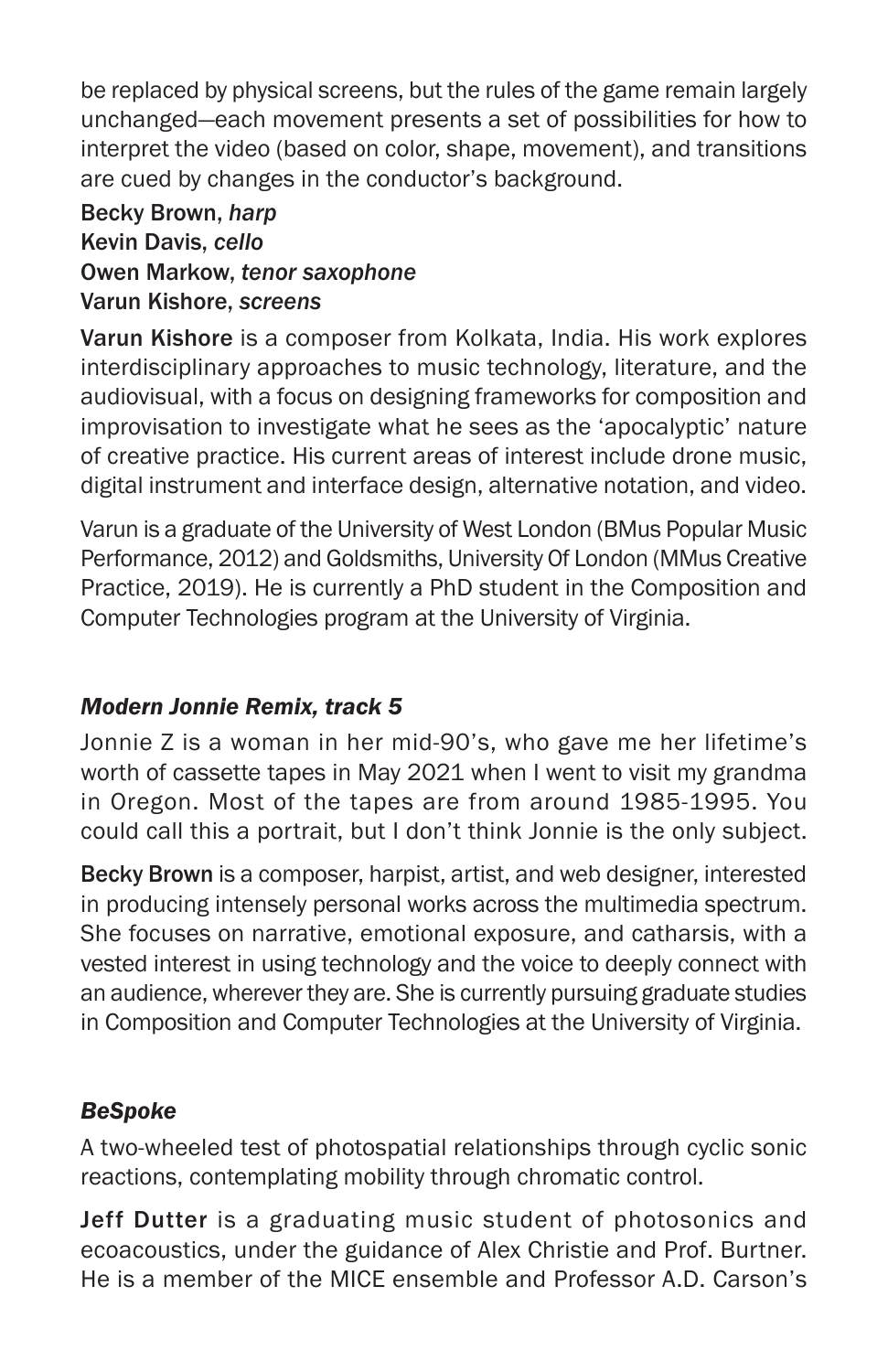be replaced by physical screens, but the rules of the game remain largely unchanged—each movement presents a set of possibilities for how to interpret the video (based on color, shape, movement), and transitions are cued by changes in the conductor's background.

**Becky Brown**, *harp*  
**Kevin Davis**, *cello*  
**Owen Markow**, *tenor saxophone*  
**Varun Kishore**, *screens*

**Varun Kishore** is a composer from Kolkata, India. His work explores interdisciplinary approaches to music technology, literature, and the audiovisual, with a focus on designing frameworks for composition and improvisation to investigate what he sees as the 'apocalyptic' nature of creative practice. His current areas of interest include drone music, digital instrument and interface design, alternative notation, and video.

Varun is a graduate of the University of West London (BMus Popular Music Performance, 2012) and Goldsmiths, University Of London (MMus Creative Practice, 2019). He is currently a PhD student in the Composition and Computer Technologies program at the University of Virginia.

### *Modern Jonnie Remix, track 5*

Jonnie Z is a woman in her mid-90's, who gave me her lifetime's worth of cassette tapes in May 2021 when I went to visit my grandma in Oregon. Most of the tapes are from around 1985-1995. You could call this a portrait, but I don't think Jonnie is the only subject.

**Becky Brown** is a composer, harpist, artist, and web designer, interested in producing intensely personal works across the multimedia spectrum. She focuses on narrative, emotional exposure, and catharsis, with a vested interest in using technology and the voice to deeply connect with an audience, wherever they are. She is currently pursuing graduate studies in Composition and Computer Technologies at the University of Virginia.

### *BeSpoke*

A two-wheeled test of photospatial relationships through cyclic sonic reactions, contemplating mobility through chromatic control.

**Jeff Dutter** is a graduating music student of photosonics and ecoacoustics, under the guidance of Alex Christie and Prof. Burtner. He is a member of the MICE ensemble and Professor A.D. Carson's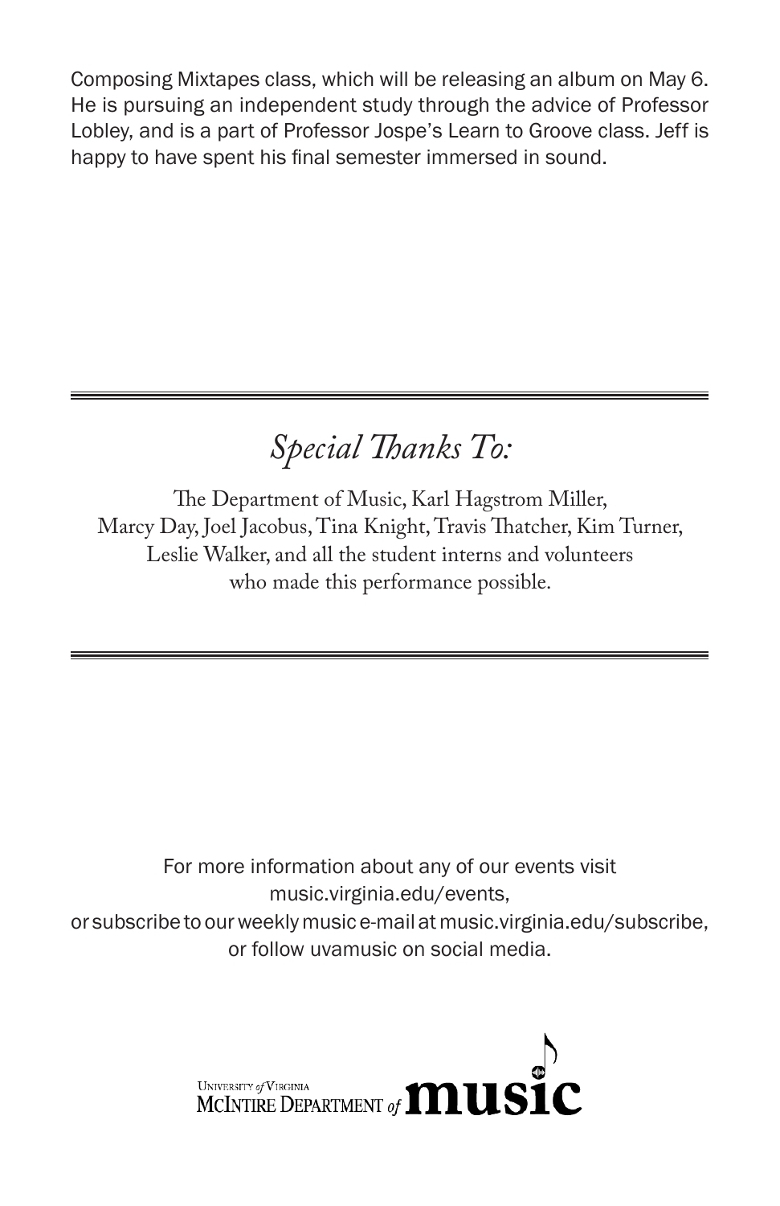Composing Mixtapes class, which will be releasing an album on May 6. He is pursuing an independent study through the advice of Professor Lobley, and is a part of Professor Jospe's Learn to Groove class. Jeff is happy to have spent his final semester immersed in sound.

---

## *Special Thanks To:*

The Department of Music, Karl Hagstrom Miller, Marcy Day, Joel Jacobus, Tina Knight, Travis Thatcher, Kim Turner, Leslie Walker, and all the student interns and volunteers who made this performance possible.

---

For more information about any of our events visit music.virginia.edu/events, or subscribe to our weekly music e-mail at music.virginia.edu/subscribe, or follow uvamusic on social media.

University of Virginia McIntire Department of music